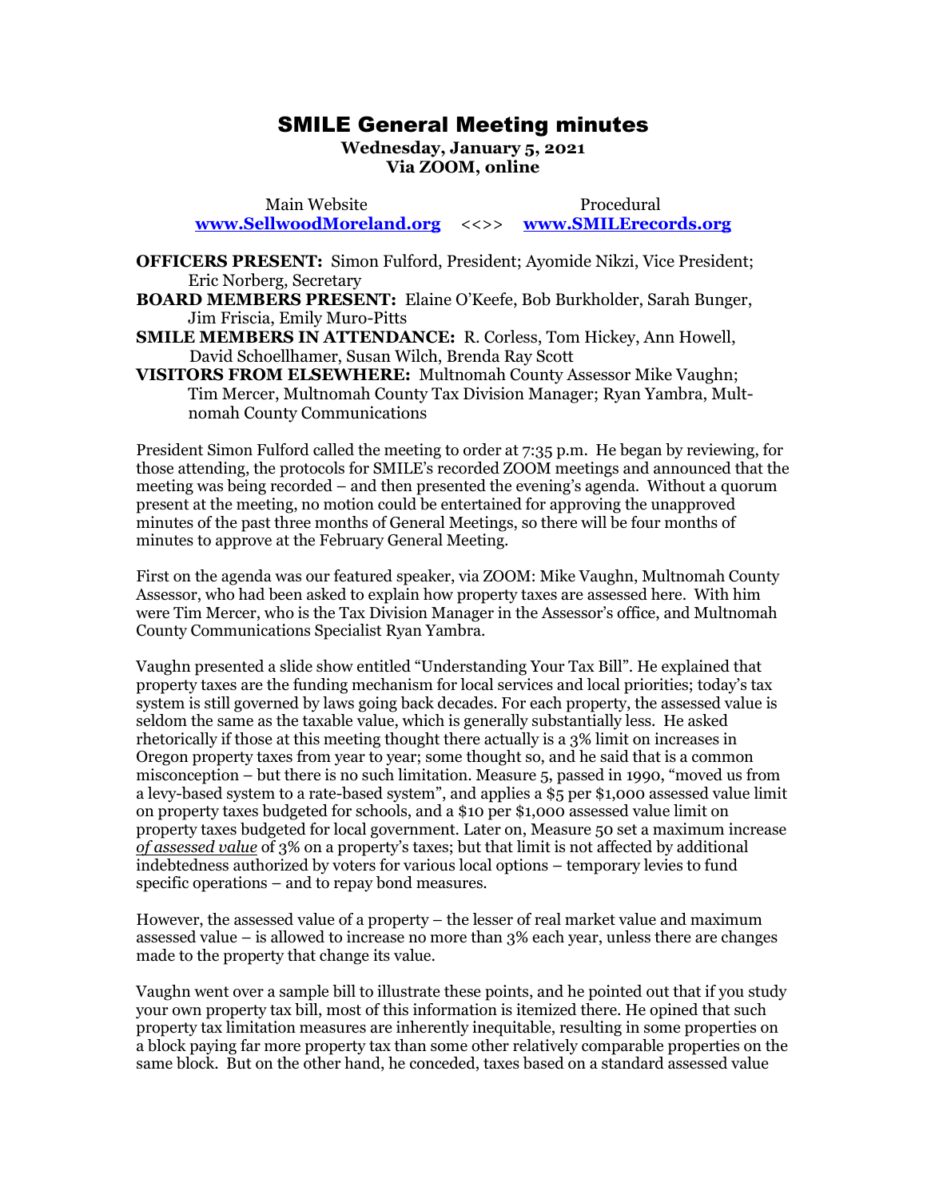# SMILE General Meeting minutes

**Wednesday, January 5, 2021**
**Via ZOOM, online**

Main Website **www.SellwoodMoreland.org** <<>> Procedural **www.SMILErecords.org**

**OFFICERS PRESENT:** Simon Fulford, President; Ayomide Nikzi, Vice President; Eric Norberg, Secretary

**BOARD MEMBERS PRESENT:** Elaine O'Keefe, Bob Burkholder, Sarah Bunger, Jim Friscia, Emily Muro-Pitts

**SMILE MEMBERS IN ATTENDANCE:** R. Corless, Tom Hickey, Ann Howell, David Schoellhamer, Susan Wilch, Brenda Ray Scott

**VISITORS FROM ELSEWHERE:** Multnomah County Assessor Mike Vaughn; Tim Mercer, Multnomah County Tax Division Manager; Ryan Yambra, Multnomah County Communications

President Simon Fulford called the meeting to order at 7:35 p.m. He began by reviewing, for those attending, the protocols for SMILE's recorded ZOOM meetings and announced that the meeting was being recorded – and then presented the evening's agenda. Without a quorum present at the meeting, no motion could be entertained for approving the unapproved minutes of the past three months of General Meetings, so there will be four months of minutes to approve at the February General Meeting.

First on the agenda was our featured speaker, via ZOOM: Mike Vaughn, Multnomah County Assessor, who had been asked to explain how property taxes are assessed here. With him were Tim Mercer, who is the Tax Division Manager in the Assessor's office, and Multnomah County Communications Specialist Ryan Yambra.

Vaughn presented a slide show entitled "Understanding Your Tax Bill". He explained that property taxes are the funding mechanism for local services and local priorities; today's tax system is still governed by laws going back decades. For each property, the assessed value is seldom the same as the taxable value, which is generally substantially less. He asked rhetorically if those at this meeting thought there actually is a 3% limit on increases in Oregon property taxes from year to year; some thought so, and he said that is a common misconception – but there is no such limitation. Measure 5, passed in 1990, "moved us from a levy-based system to a rate-based system", and applies a $5 per $1,000 assessed value limit on property taxes budgeted for schools, and a $10 per $1,000 assessed value limit on property taxes budgeted for local government. Later on, Measure 50 set a maximum increase *<u>of assessed value</u>* of 3% on a property's taxes; but that limit is not affected by additional indebtedness authorized by voters for various local options – temporary levies to fund specific operations – and to repay bond measures.

However, the assessed value of a property – the lesser of real market value and maximum assessed value – is allowed to increase no more than 3% each year, unless there are changes made to the property that change its value.

Vaughn went over a sample bill to illustrate these points, and he pointed out that if you study your own property tax bill, most of this information is itemized there. He opined that such property tax limitation measures are inherently inequitable, resulting in some properties on a block paying far more property tax than some other relatively comparable properties on the same block. But on the other hand, he conceded, taxes based on a standard assessed value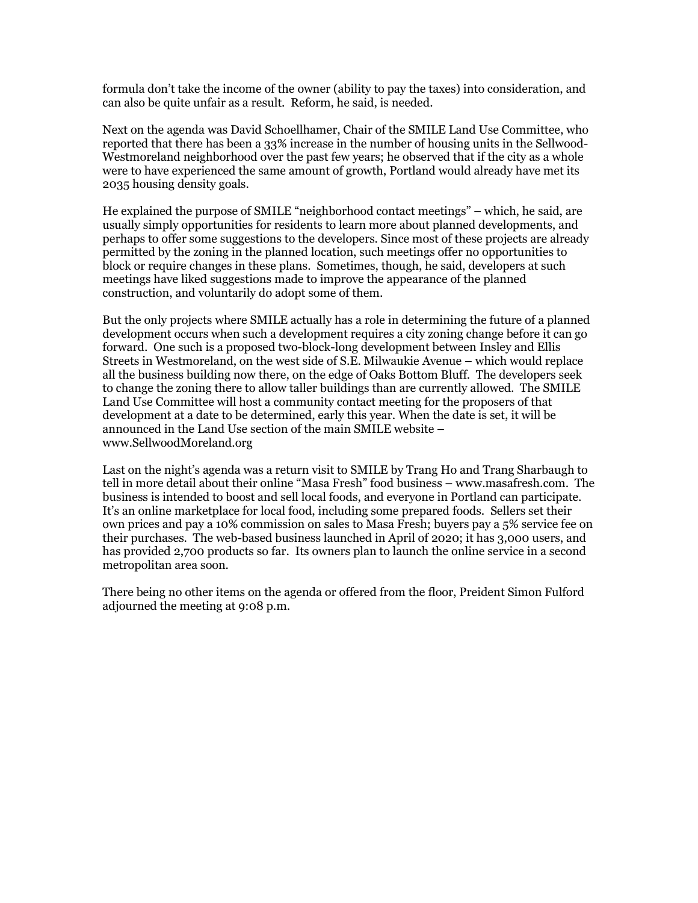formula don't take the income of the owner (ability to pay the taxes) into consideration, and can also be quite unfair as a result. Reform, he said, is needed.

Next on the agenda was David Schoellhamer, Chair of the SMILE Land Use Committee, who reported that there has been a 33% increase in the number of housing units in the Sellwood-Westmoreland neighborhood over the past few years; he observed that if the city as a whole were to have experienced the same amount of growth, Portland would already have met its 2035 housing density goals.

He explained the purpose of SMILE "neighborhood contact meetings" – which, he said, are usually simply opportunities for residents to learn more about planned developments, and perhaps to offer some suggestions to the developers. Since most of these projects are already permitted by the zoning in the planned location, such meetings offer no opportunities to block or require changes in these plans. Sometimes, though, he said, developers at such meetings have liked suggestions made to improve the appearance of the planned construction, and voluntarily do adopt some of them.

But the only projects where SMILE actually has a role in determining the future of a planned development occurs when such a development requires a city zoning change before it can go forward. One such is a proposed two-block-long development between Insley and Ellis Streets in Westmoreland, on the west side of S.E. Milwaukie Avenue – which would replace all the business building now there, on the edge of Oaks Bottom Bluff. The developers seek to change the zoning there to allow taller buildings than are currently allowed. The SMILE Land Use Committee will host a community contact meeting for the proposers of that development at a date to be determined, early this year. When the date is set, it will be announced in the Land Use section of the main SMILE website – www.SellwoodMoreland.org

Last on the night's agenda was a return visit to SMILE by Trang Ho and Trang Sharbaugh to tell in more detail about their online "Masa Fresh" food business – www.masafresh.com. The business is intended to boost and sell local foods, and everyone in Portland can participate. It's an online marketplace for local food, including some prepared foods. Sellers set their own prices and pay a 10% commission on sales to Masa Fresh; buyers pay a 5% service fee on their purchases. The web-based business launched in April of 2020; it has 3,000 users, and has provided 2,700 products so far. Its owners plan to launch the online service in a second metropolitan area soon.

There being no other items on the agenda or offered from the floor, Preident Simon Fulford adjourned the meeting at 9:08 p.m.